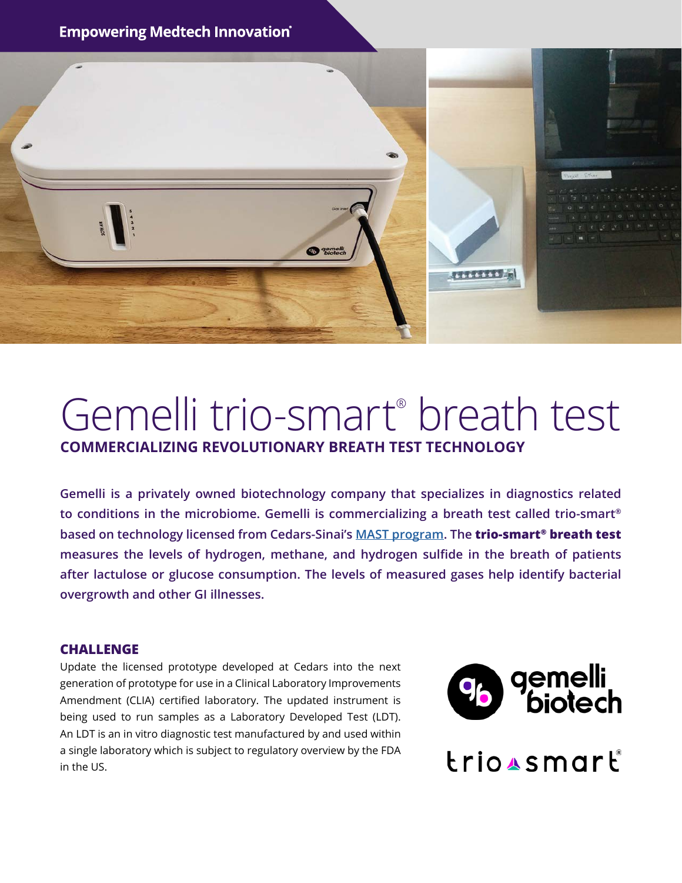Empowering Medtech Innovation®

# Gemelli trio-smart® breath test

## COMMERCIALIZING REVOLUTIONARY BREATH TEST TECHNOLOGY

**Gemelli is a privately owned biotechnology company that specializes in diagnostics related to conditions in the microbiome. Gemelli is commercializing a breath test called trio-smart® based on technology licensed from Cedars-Sinai's MAST program. The trio-smart® breath test measures the levels of hydrogen, methane, and hydrogen sulfide in the breath of patients after lactulose or glucose consumption. The levels of measured gases help identify bacterial overgrowth and other GI illnesses.**

### CHALLENGE

Update the licensed prototype developed at Cedars into the next generation of prototype for use in a Clinical Laboratory Improvements Amendment (CLIA) certified laboratory. The updated instrument is being used to run samples as a Laboratory Developed Test (LDT). An LDT is an in vitro diagnostic test manufactured by and used within a single laboratory which is subject to regulatory overview by the FDA in the US.

gemelli biotech

trio smart®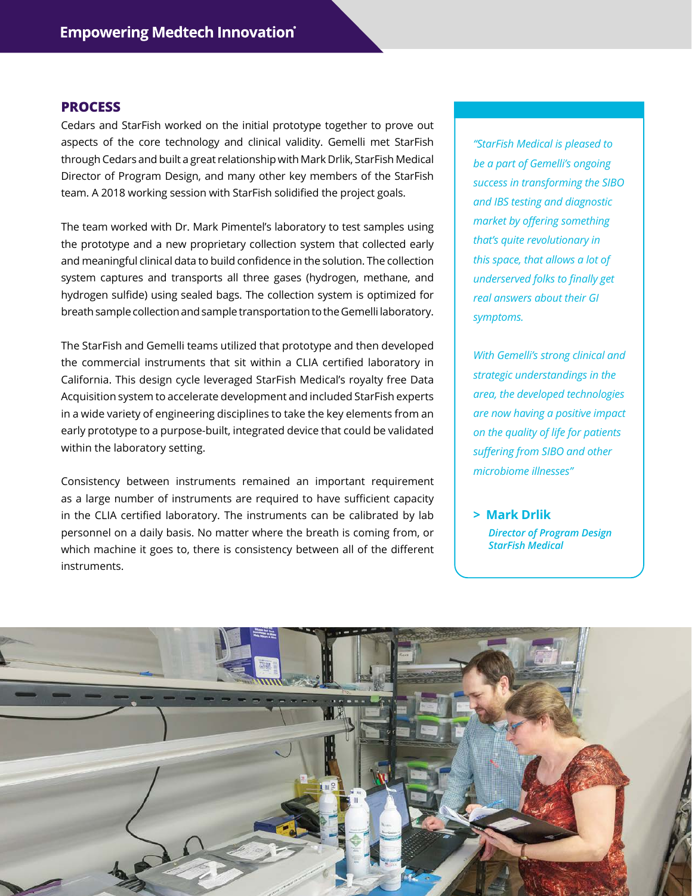## PROCESS

Cedars and StarFish worked on the initial prototype together to prove out aspects of the core technology and clinical validity. Gemelli met StarFish through Cedars and built a great relationship with Mark Drlik, StarFish Medical Director of Program Design, and many other key members of the StarFish team. A 2018 working session with StarFish solidified the project goals.

The team worked with Dr. Mark Pimentel's laboratory to test samples using the prototype and a new proprietary collection system that collected early and meaningful clinical data to build confidence in the solution. The collection system captures and transports all three gases (hydrogen, methane, and hydrogen sulfide) using sealed bags. The collection system is optimized for breath sample collection and sample transportation to the Gemelli laboratory.

The StarFish and Gemelli teams utilized that prototype and then developed the commercial instruments that sit within a CLIA certified laboratory in California. This design cycle leveraged StarFish Medical's royalty free Data Acquisition system to accelerate development and included StarFish experts in a wide variety of engineering disciplines to take the key elements from an early prototype to a purpose-built, integrated device that could be validated within the laboratory setting.

Consistency between instruments remained an important requirement as a large number of instruments are required to have sufficient capacity in the CLIA certified laboratory. The instruments can be calibrated by lab personnel on a daily basis. No matter where the breath is coming from, or which machine it goes to, there is consistency between all of the different instruments.

*"StarFish Medical is pleased to be a part of Gemelli's ongoing success in transforming the SIBO and IBS testing and diagnostic market by offering something that's quite revolutionary in this space, that allows a lot of underserved folks to finally get real answers about their GI symptoms.*

*With Gemelli's strong clinical and strategic understandings in the area, the developed technologies are now having a positive impact on the quality of life for patients suffering from SIBO and other microbiome illnesses"*

> **Mark Drlik**
> ***Director of Program Design***
> ***StarFish Medical***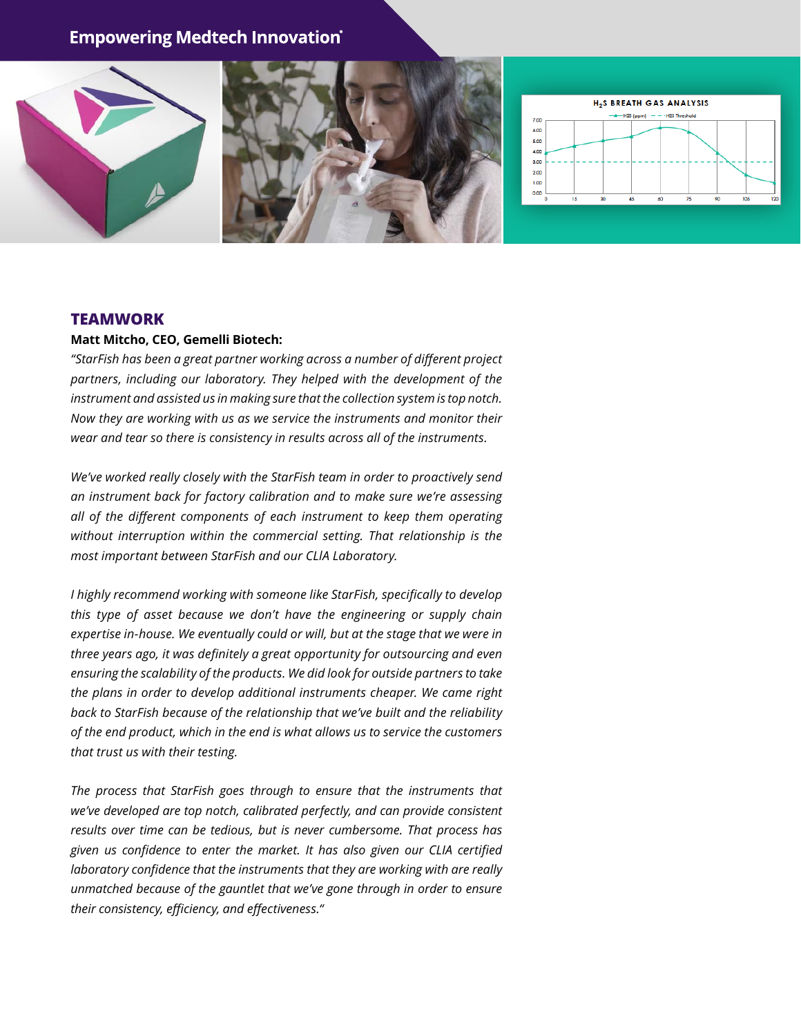H$_2$S BREATH GAS ANALYSIS

H2S (ppm) — H2S Threshold

7.00
6.00
5.00
4.00
3.00
2.00
1.00
0.00

0 15 30 45 60 75 90 105 120

## TEAMWORK

**Matt Mitcho, CEO, Gemelli Biotech:**

*"StarFish has been a great partner working across a number of different project partners, including our laboratory. They helped with the development of the instrument and assisted us in making sure that the collection system is top notch. Now they are working with us as we service the instruments and monitor their wear and tear so there is consistency in results across all of the instruments.*

*We've worked really closely with the StarFish team in order to proactively send an instrument back for factory calibration and to make sure we're assessing all of the different components of each instrument to keep them operating without interruption within the commercial setting. That relationship is the most important between StarFish and our CLIA Laboratory.*

*I highly recommend working with someone like StarFish, specifically to develop this type of asset because we don't have the engineering or supply chain expertise in-house. We eventually could or will, but at the stage that we were in three years ago, it was definitely a great opportunity for outsourcing and even ensuring the scalability of the products. We did look for outside partners to take the plans in order to develop additional instruments cheaper. We came right back to StarFish because of the relationship that we've built and the reliability of the end product, which in the end is what allows us to service the customers that trust us with their testing.*

*The process that StarFish goes through to ensure that the instruments that we've developed are top notch, calibrated perfectly, and can provide consistent results over time can be tedious, but is never cumbersome. That process has given us confidence to enter the market. It has also given our CLIA certified laboratory confidence that the instruments that they are working with are really unmatched because of the gauntlet that we've gone through in order to ensure their consistency, efficiency, and effectiveness."*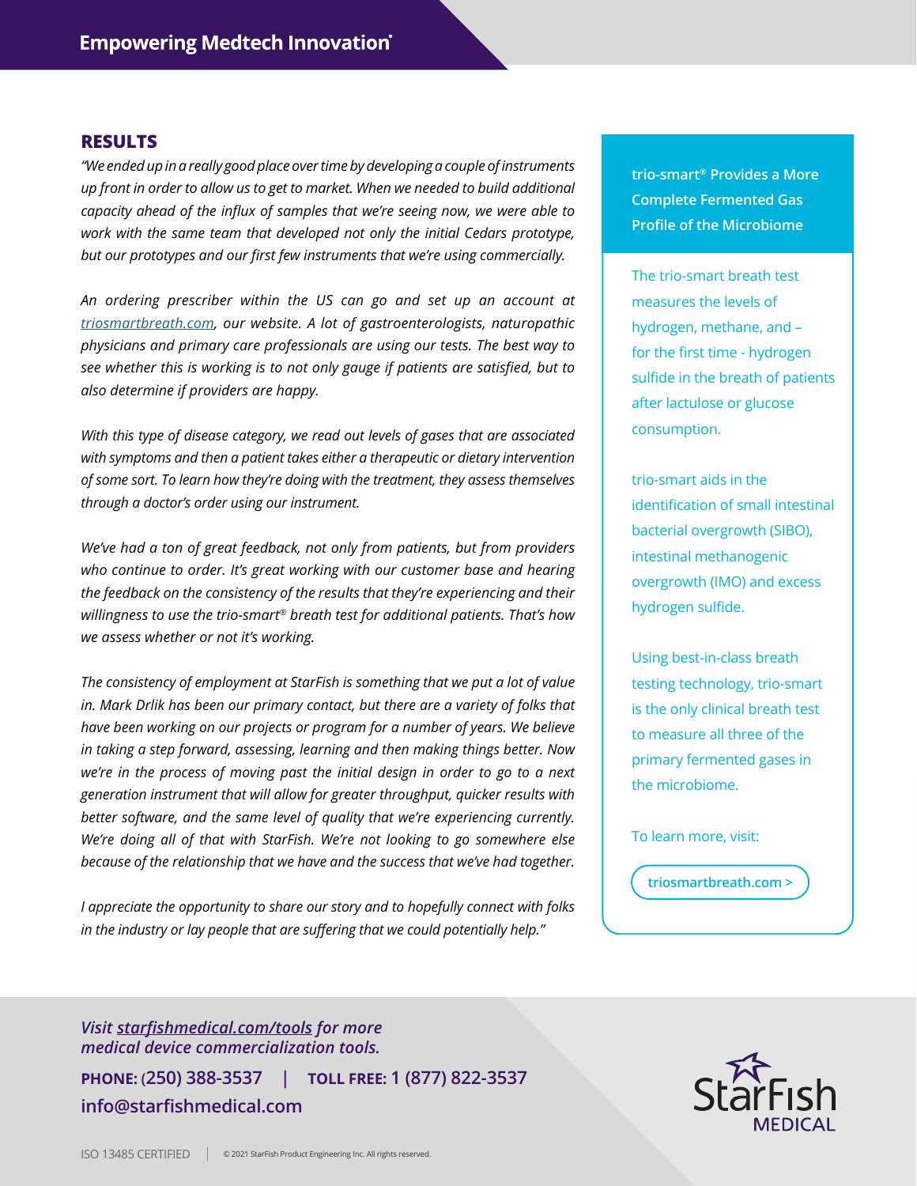## RESULTS

*"We ended up in a really good place over time by developing a couple of instruments up front in order to allow us to get to market. When we needed to build additional capacity ahead of the influx of samples that we're seeing now, we were able to work with the same team that developed not only the initial Cedars prototype, but our prototypes and our first few instruments that we're using commercially.*

*An ordering prescriber within the US can go and set up an account at triosmartbreath.com, our website. A lot of gastroenterologists, naturopathic physicians and primary care professionals are using our tests. The best way to see whether this is working is to not only gauge if patients are satisfied, but to also determine if providers are happy.*

*With this type of disease category, we read out levels of gases that are associated with symptoms and then a patient takes either a therapeutic or dietary intervention of some sort. To learn how they're doing with the treatment, they assess themselves through a doctor's order using our instrument.*

*We've had a ton of great feedback, not only from patients, but from providers who continue to order. It's great working with our customer base and hearing the feedback on the consistency of the results that they're experiencing and their willingness to use the trio-smart® breath test for additional patients. That's how we assess whether or not it's working.*

*The consistency of employment at StarFish is something that we put a lot of value in. Mark Drlik has been our primary contact, but there are a variety of folks that have been working on our projects or program for a number of years. We believe in taking a step forward, assessing, learning and then making things better. Now we're in the process of moving past the initial design in order to go to a next generation instrument that will allow for greater throughput, quicker results with better software, and the same level of quality that we're experiencing currently. We're doing all of that with StarFish. We're not looking to go somewhere else because of the relationship that we have and the success that we've had together.*

*I appreciate the opportunity to share our story and to hopefully connect with folks in the industry or lay people that are suffering that we could potentially help."*

**trio-smart® Provides a More Complete Fermented Gas Profile of the Microbiome**

The trio-smart breath test measures the levels of hydrogen, methane, and – for the first time - hydrogen sulfide in the breath of patients after lactulose or glucose consumption.

trio-smart aids in the identification of small intestinal bacterial overgrowth (SIBO), intestinal methanogenic overgrowth (IMO) and excess hydrogen sulfide.

Using best-in-class breath testing technology, trio-smart is the only clinical breath test to measure all three of the primary fermented gases in the microbiome.

To learn more, visit:

triosmartbreath.com >

*Visit starfishmedical.com/tools for more medical device commercialization tools.*

**PHONE:** (250) 388-3537 | **TOLL FREE:** 1 (877) 822-3537

info@starfishmedical.com

StarFish MEDICAL

ISO 13485 CERTIFIED | © 2021 StarFish Product Engineering Inc. All rights reserved.